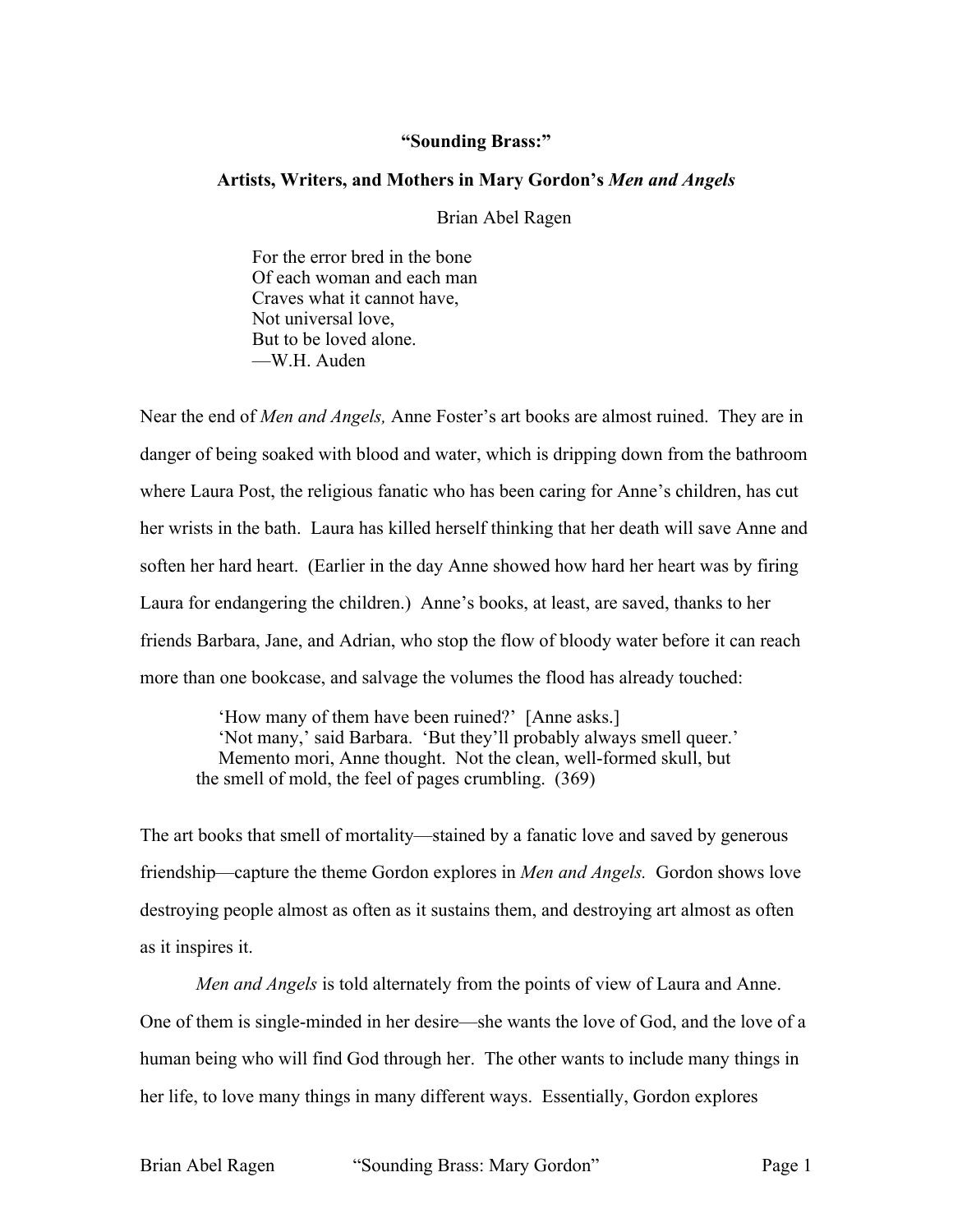# "Sounding Brass:"

## Artists, Writers, and Mothers in Mary Gordon's *Men and Angels*

Brian Abel Ragen

> For the error bred in the bone  
> Of each woman and each man  
> Craves what it cannot have,  
> Not universal love,  
> But to be loved alone.  
> —W.H. Auden

Near the end of *Men and Angels,* Anne Foster's art books are almost ruined. They are in danger of being soaked with blood and water, which is dripping down from the bathroom where Laura Post, the religious fanatic who has been caring for Anne's children, has cut her wrists in the bath. Laura has killed herself thinking that her death will save Anne and soften her hard heart. (Earlier in the day Anne showed how hard her heart was by firing Laura for endangering the children.) Anne's books, at least, are saved, thanks to her friends Barbara, Jane, and Adrian, who stop the flow of bloody water before it can reach more than one bookcase, and salvage the volumes the flood has already touched:

> 'How many of them have been ruined?' [Anne asks.]
>
> 'Not many,' said Barbara. 'But they'll probably always smell queer.'
>
> Memento mori, Anne thought. Not the clean, well-formed skull, but the smell of mold, the feel of pages crumbling. (369)

The art books that smell of mortality—stained by a fanatic love and saved by generous friendship—capture the theme Gordon explores in *Men and Angels.* Gordon shows love destroying people almost as often as it sustains them, and destroying art almost as often as it inspires it.

*Men and Angels* is told alternately from the points of view of Laura and Anne. One of them is single-minded in her desire—she wants the love of God, and the love of a human being who will find God through her. The other wants to include many things in her life, to love many things in many different ways. Essentially, Gordon explores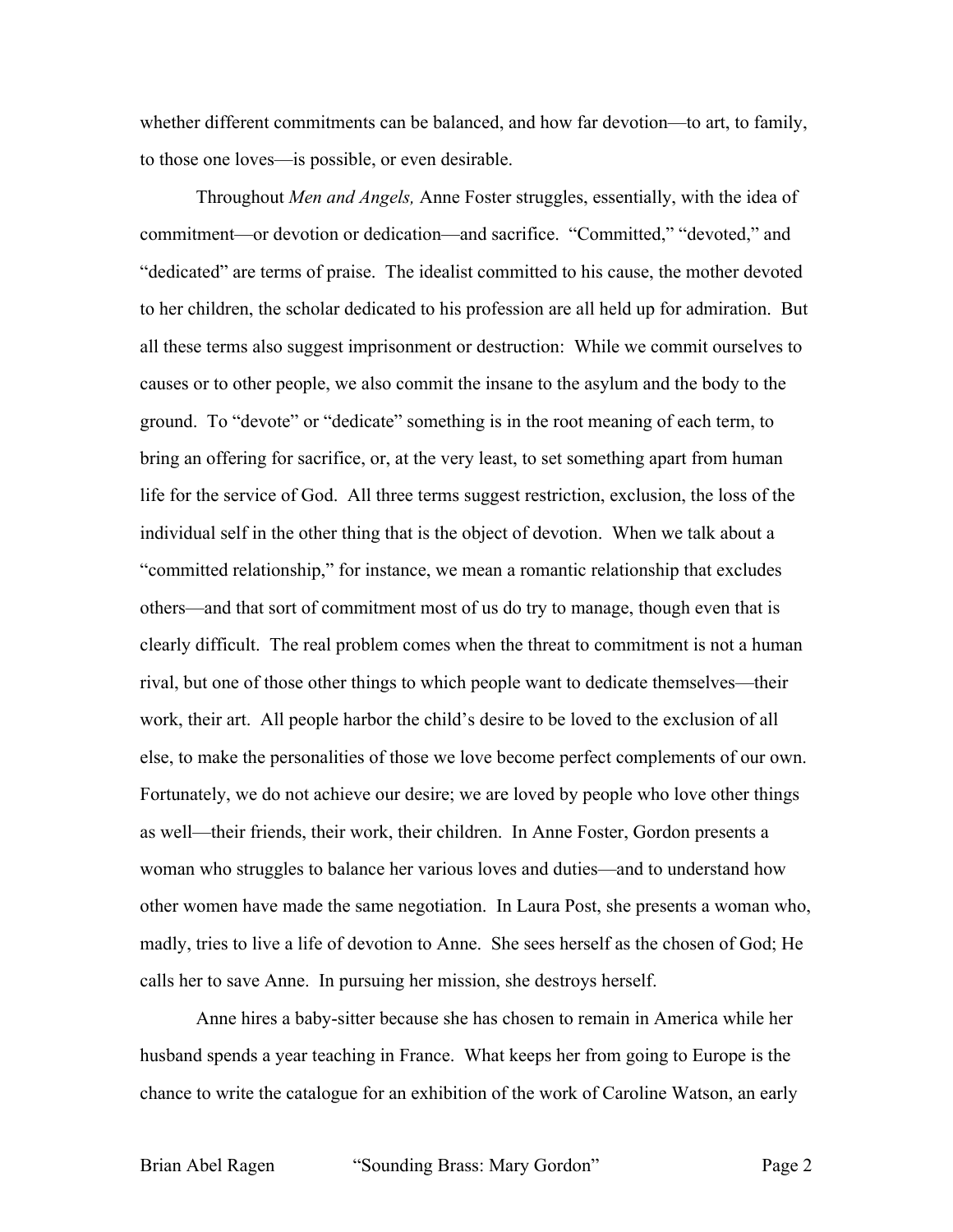whether different commitments can be balanced, and how far devotion—to art, to family, to those one loves—is possible, or even desirable.

Throughout *Men and Angels,* Anne Foster struggles, essentially, with the idea of commitment—or devotion or dedication—and sacrifice. "Committed," "devoted," and "dedicated" are terms of praise. The idealist committed to his cause, the mother devoted to her children, the scholar dedicated to his profession are all held up for admiration. But all these terms also suggest imprisonment or destruction: While we commit ourselves to causes or to other people, we also commit the insane to the asylum and the body to the ground. To "devote" or "dedicate" something is in the root meaning of each term, to bring an offering for sacrifice, or, at the very least, to set something apart from human life for the service of God. All three terms suggest restriction, exclusion, the loss of the individual self in the other thing that is the object of devotion. When we talk about a "committed relationship," for instance, we mean a romantic relationship that excludes others—and that sort of commitment most of us do try to manage, though even that is clearly difficult. The real problem comes when the threat to commitment is not a human rival, but one of those other things to which people want to dedicate themselves—their work, their art. All people harbor the child's desire to be loved to the exclusion of all else, to make the personalities of those we love become perfect complements of our own. Fortunately, we do not achieve our desire; we are loved by people who love other things as well—their friends, their work, their children. In Anne Foster, Gordon presents a woman who struggles to balance her various loves and duties—and to understand how other women have made the same negotiation. In Laura Post, she presents a woman who, madly, tries to live a life of devotion to Anne. She sees herself as the chosen of God; He calls her to save Anne. In pursuing her mission, she destroys herself.

Anne hires a baby-sitter because she has chosen to remain in America while her husband spends a year teaching in France. What keeps her from going to Europe is the chance to write the catalogue for an exhibition of the work of Caroline Watson, an early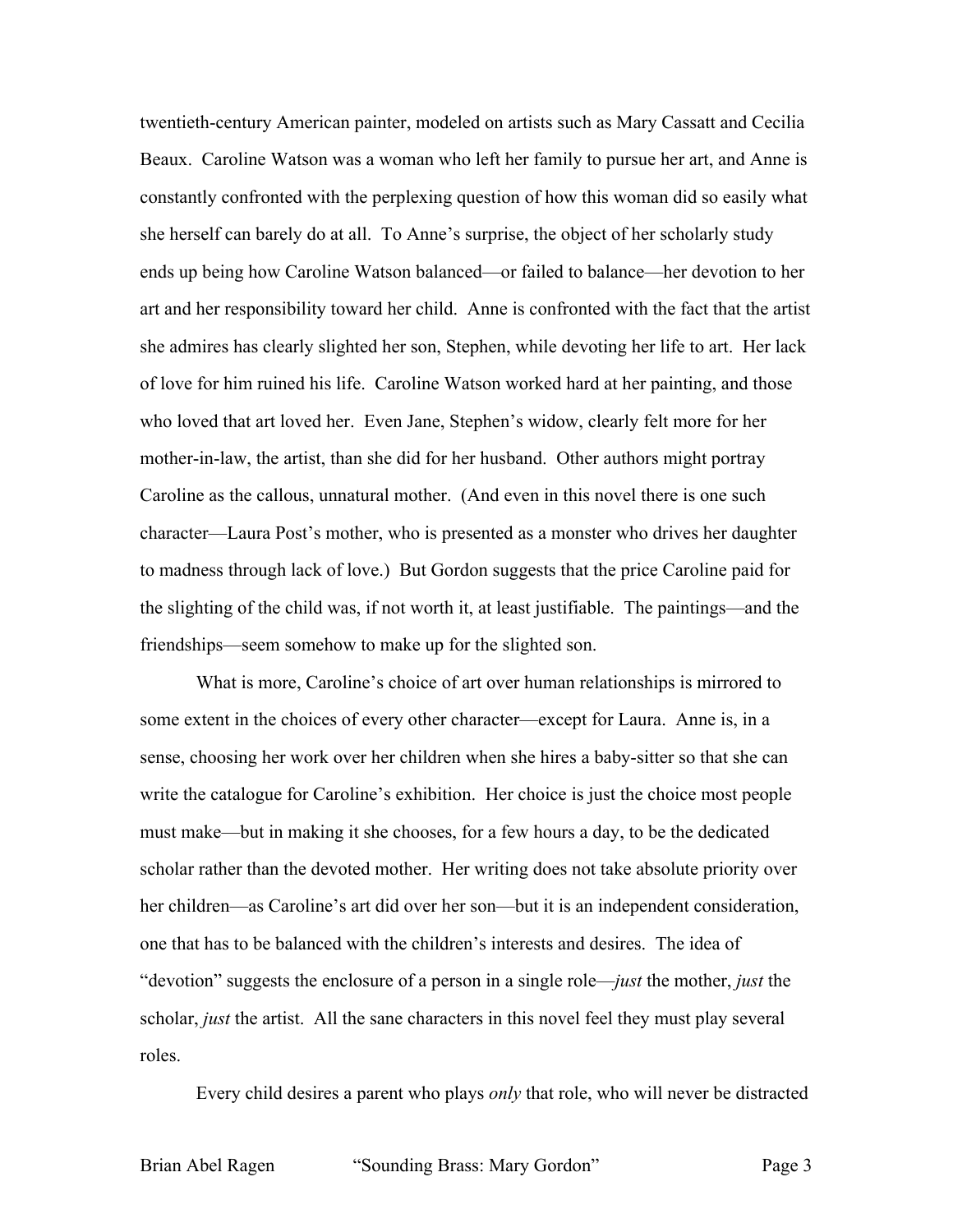twentieth-century American painter, modeled on artists such as Mary Cassatt and Cecilia Beaux. Caroline Watson was a woman who left her family to pursue her art, and Anne is constantly confronted with the perplexing question of how this woman did so easily what she herself can barely do at all. To Anne's surprise, the object of her scholarly study ends up being how Caroline Watson balanced—or failed to balance—her devotion to her art and her responsibility toward her child. Anne is confronted with the fact that the artist she admires has clearly slighted her son, Stephen, while devoting her life to art. Her lack of love for him ruined his life. Caroline Watson worked hard at her painting, and those who loved that art loved her. Even Jane, Stephen's widow, clearly felt more for her mother-in-law, the artist, than she did for her husband. Other authors might portray Caroline as the callous, unnatural mother. (And even in this novel there is one such character—Laura Post's mother, who is presented as a monster who drives her daughter to madness through lack of love.) But Gordon suggests that the price Caroline paid for the slighting of the child was, if not worth it, at least justifiable. The paintings—and the friendships—seem somehow to make up for the slighted son.

What is more, Caroline's choice of art over human relationships is mirrored to some extent in the choices of every other character—except for Laura. Anne is, in a sense, choosing her work over her children when she hires a baby-sitter so that she can write the catalogue for Caroline's exhibition. Her choice is just the choice most people must make—but in making it she chooses, for a few hours a day, to be the dedicated scholar rather than the devoted mother. Her writing does not take absolute priority over her children—as Caroline's art did over her son—but it is an independent consideration, one that has to be balanced with the children's interests and desires. The idea of "devotion" suggests the enclosure of a person in a single role—*just* the mother, *just* the scholar, *just* the artist. All the sane characters in this novel feel they must play several roles.

Every child desires a parent who plays *only* that role, who will never be distracted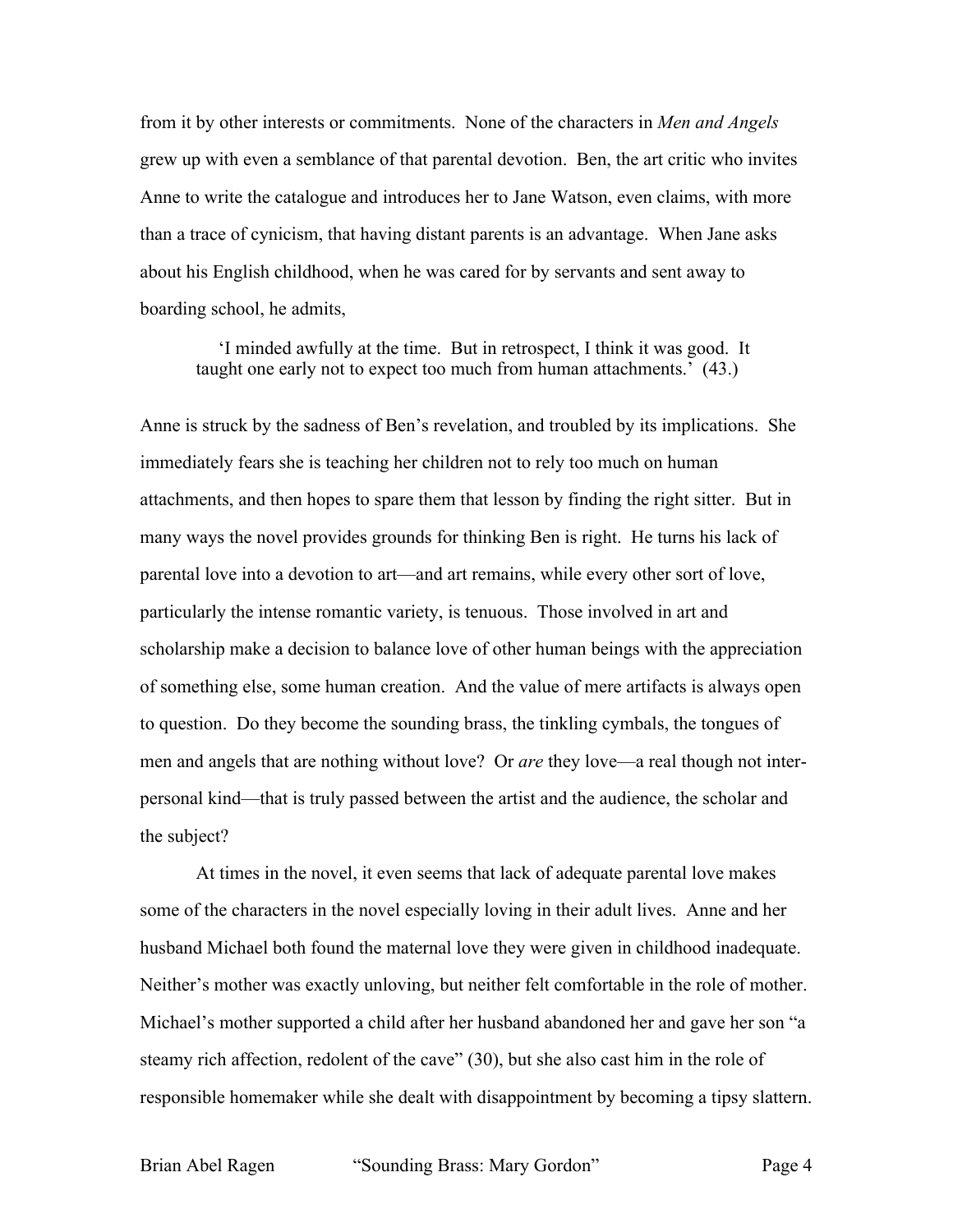from it by other interests or commitments. None of the characters in *Men and Angels* grew up with even a semblance of that parental devotion. Ben, the art critic who invites Anne to write the catalogue and introduces her to Jane Watson, even claims, with more than a trace of cynicism, that having distant parents is an advantage. When Jane asks about his English childhood, when he was cared for by servants and sent away to boarding school, he admits,

> 'I minded awfully at the time. But in retrospect, I think it was good. It taught one early not to expect too much from human attachments.' (43.)

Anne is struck by the sadness of Ben's revelation, and troubled by its implications. She immediately fears she is teaching her children not to rely too much on human attachments, and then hopes to spare them that lesson by finding the right sitter. But in many ways the novel provides grounds for thinking Ben is right. He turns his lack of parental love into a devotion to art—and art remains, while every other sort of love, particularly the intense romantic variety, is tenuous. Those involved in art and scholarship make a decision to balance love of other human beings with the appreciation of something else, some human creation. And the value of mere artifacts is always open to question. Do they become the sounding brass, the tinkling cymbals, the tongues of men and angels that are nothing without love? Or *are* they love—a real though not inter-personal kind—that is truly passed between the artist and the audience, the scholar and the subject?

At times in the novel, it even seems that lack of adequate parental love makes some of the characters in the novel especially loving in their adult lives. Anne and her husband Michael both found the maternal love they were given in childhood inadequate. Neither's mother was exactly unloving, but neither felt comfortable in the role of mother. Michael's mother supported a child after her husband abandoned her and gave her son "a steamy rich affection, redolent of the cave" (30), but she also cast him in the role of responsible homemaker while she dealt with disappointment by becoming a tipsy slattern.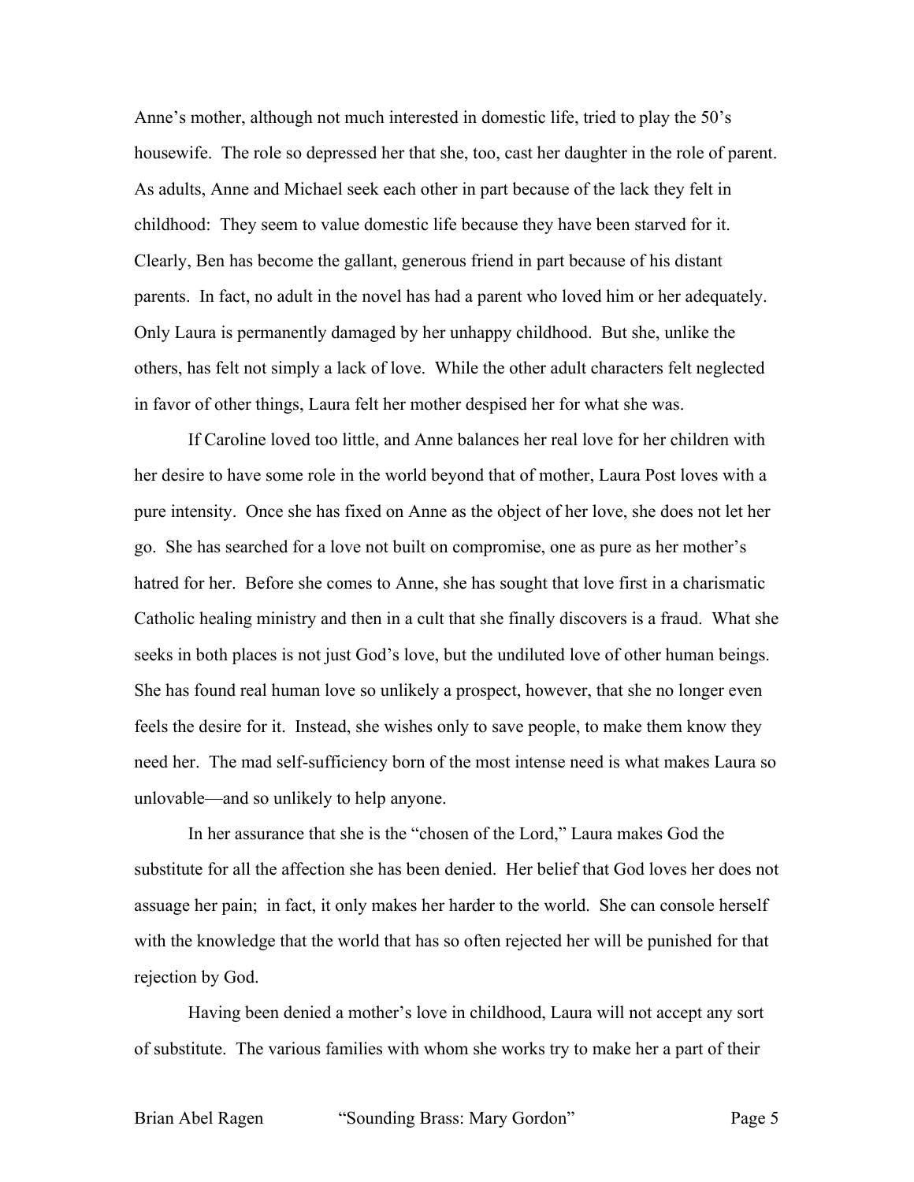Anne's mother, although not much interested in domestic life, tried to play the 50's housewife. The role so depressed her that she, too, cast her daughter in the role of parent. As adults, Anne and Michael seek each other in part because of the lack they felt in childhood: They seem to value domestic life because they have been starved for it. Clearly, Ben has become the gallant, generous friend in part because of his distant parents. In fact, no adult in the novel has had a parent who loved him or her adequately. Only Laura is permanently damaged by her unhappy childhood. But she, unlike the others, has felt not simply a lack of love. While the other adult characters felt neglected in favor of other things, Laura felt her mother despised her for what she was.

If Caroline loved too little, and Anne balances her real love for her children with her desire to have some role in the world beyond that of mother, Laura Post loves with a pure intensity. Once she has fixed on Anne as the object of her love, she does not let her go. She has searched for a love not built on compromise, one as pure as her mother's hatred for her. Before she comes to Anne, she has sought that love first in a charismatic Catholic healing ministry and then in a cult that she finally discovers is a fraud. What she seeks in both places is not just God's love, but the undiluted love of other human beings. She has found real human love so unlikely a prospect, however, that she no longer even feels the desire for it. Instead, she wishes only to save people, to make them know they need her. The mad self-sufficiency born of the most intense need is what makes Laura so unlovable—and so unlikely to help anyone.

In her assurance that she is the "chosen of the Lord," Laura makes God the substitute for all the affection she has been denied. Her belief that God loves her does not assuage her pain; in fact, it only makes her harder to the world. She can console herself with the knowledge that the world that has so often rejected her will be punished for that rejection by God.

Having been denied a mother's love in childhood, Laura will not accept any sort of substitute. The various families with whom she works try to make her a part of their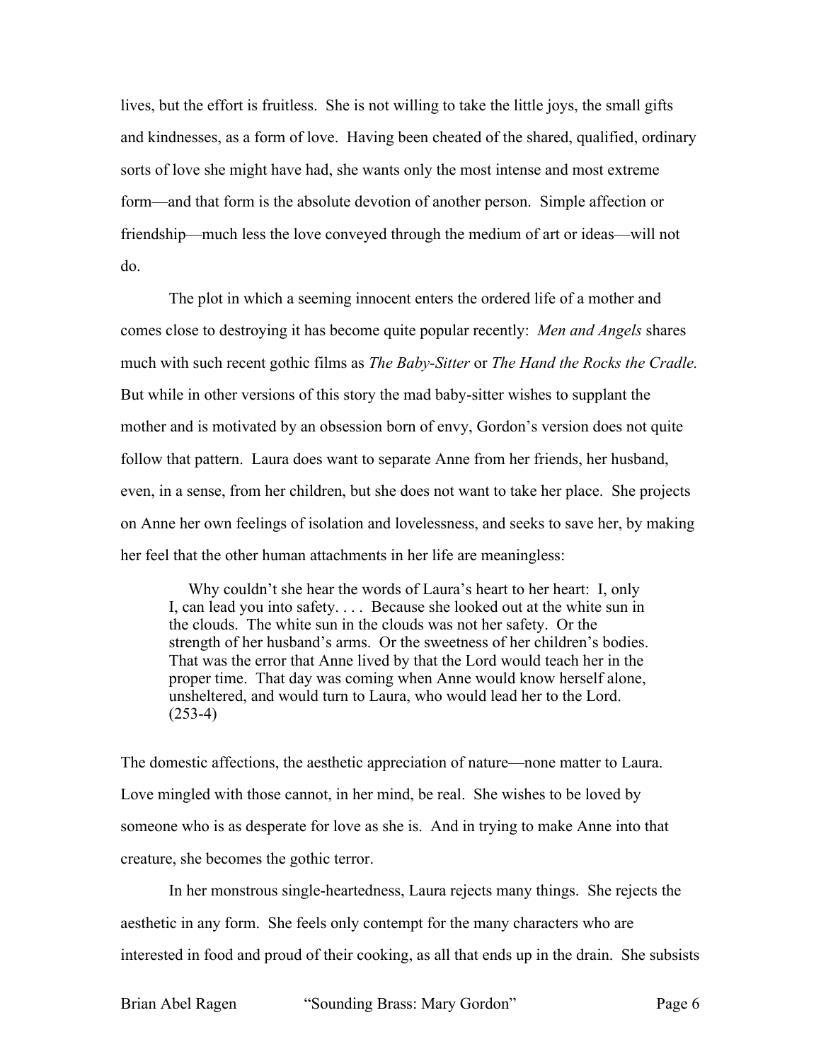lives, but the effort is fruitless. She is not willing to take the little joys, the small gifts and kindnesses, as a form of love. Having been cheated of the shared, qualified, ordinary sorts of love she might have had, she wants only the most intense and most extreme form—and that form is the absolute devotion of another person. Simple affection or friendship—much less the love conveyed through the medium of art or ideas—will not do.

The plot in which a seeming innocent enters the ordered life of a mother and comes close to destroying it has become quite popular recently: *Men and Angels* shares much with such recent gothic films as *The Baby-Sitter* or *The Hand the Rocks the Cradle.* But while in other versions of this story the mad baby-sitter wishes to supplant the mother and is motivated by an obsession born of envy, Gordon's version does not quite follow that pattern. Laura does want to separate Anne from her friends, her husband, even, in a sense, from her children, but she does not want to take her place. She projects on Anne her own feelings of isolation and lovelessness, and seeks to save her, by making her feel that the other human attachments in her life are meaningless:

> Why couldn't she hear the words of Laura's heart to her heart: I, only I, can lead you into safety. . . . Because she looked out at the white sun in the clouds. The white sun in the clouds was not her safety. Or the strength of her husband's arms. Or the sweetness of her children's bodies. That was the error that Anne lived by that the Lord would teach her in the proper time. That day was coming when Anne would know herself alone, unsheltered, and would turn to Laura, who would lead her to the Lord. (253-4)

The domestic affections, the aesthetic appreciation of nature—none matter to Laura. Love mingled with those cannot, in her mind, be real. She wishes to be loved by someone who is as desperate for love as she is. And in trying to make Anne into that creature, she becomes the gothic terror.

In her monstrous single-heartedness, Laura rejects many things. She rejects the aesthetic in any form. She feels only contempt for the many characters who are interested in food and proud of their cooking, as all that ends up in the drain. She subsists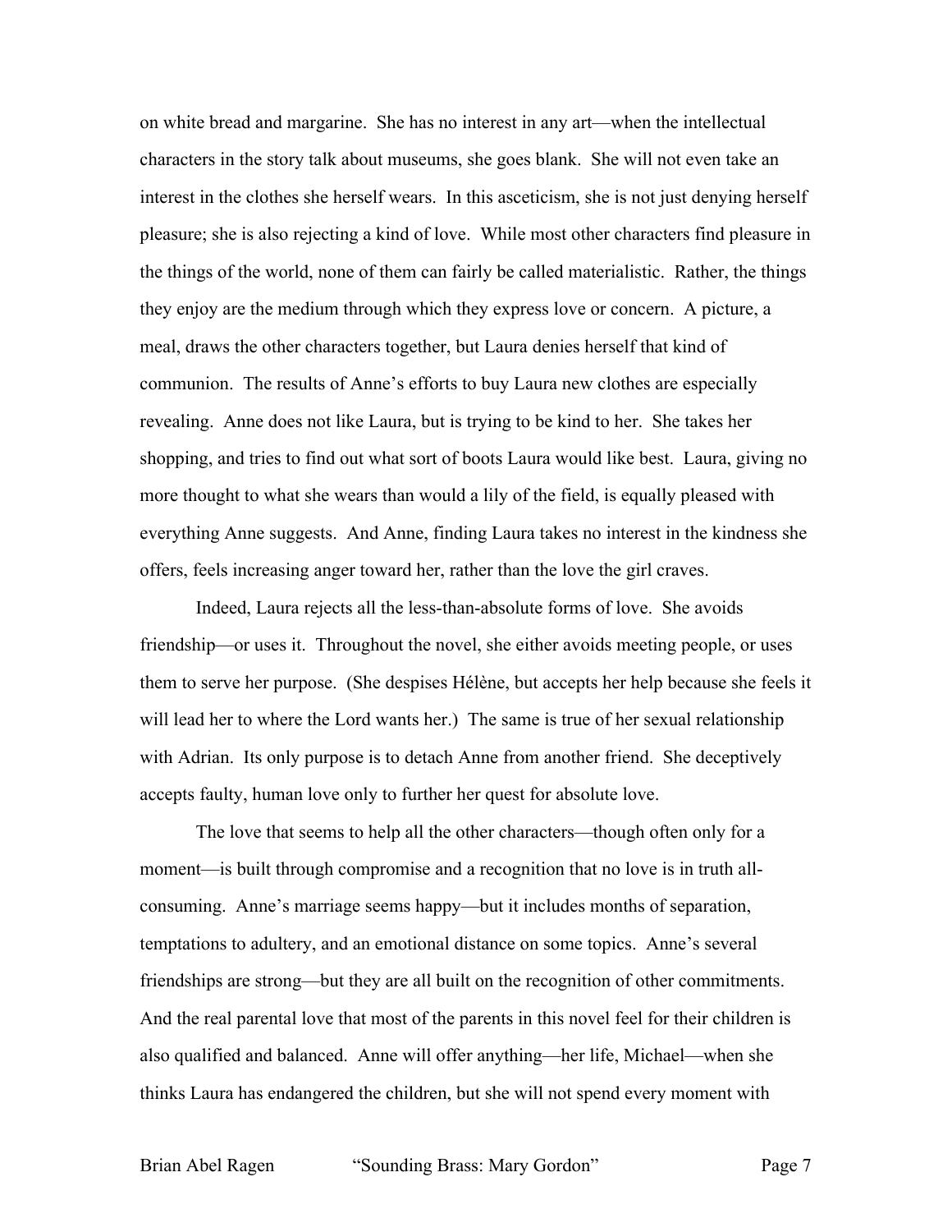on white bread and margarine. She has no interest in any art—when the intellectual characters in the story talk about museums, she goes blank. She will not even take an interest in the clothes she herself wears. In this asceticism, she is not just denying herself pleasure; she is also rejecting a kind of love. While most other characters find pleasure in the things of the world, none of them can fairly be called materialistic. Rather, the things they enjoy are the medium through which they express love or concern. A picture, a meal, draws the other characters together, but Laura denies herself that kind of communion. The results of Anne's efforts to buy Laura new clothes are especially revealing. Anne does not like Laura, but is trying to be kind to her. She takes her shopping, and tries to find out what sort of boots Laura would like best. Laura, giving no more thought to what she wears than would a lily of the field, is equally pleased with everything Anne suggests. And Anne, finding Laura takes no interest in the kindness she offers, feels increasing anger toward her, rather than the love the girl craves.

Indeed, Laura rejects all the less-than-absolute forms of love. She avoids friendship—or uses it. Throughout the novel, she either avoids meeting people, or uses them to serve her purpose. (She despises Hélène, but accepts her help because she feels it will lead her to where the Lord wants her.) The same is true of her sexual relationship with Adrian. Its only purpose is to detach Anne from another friend. She deceptively accepts faulty, human love only to further her quest for absolute love.

The love that seems to help all the other characters—though often only for a moment—is built through compromise and a recognition that no love is in truth all-consuming. Anne's marriage seems happy—but it includes months of separation, temptations to adultery, and an emotional distance on some topics. Anne's several friendships are strong—but they are all built on the recognition of other commitments. And the real parental love that most of the parents in this novel feel for their children is also qualified and balanced. Anne will offer anything—her life, Michael—when she thinks Laura has endangered the children, but she will not spend every moment with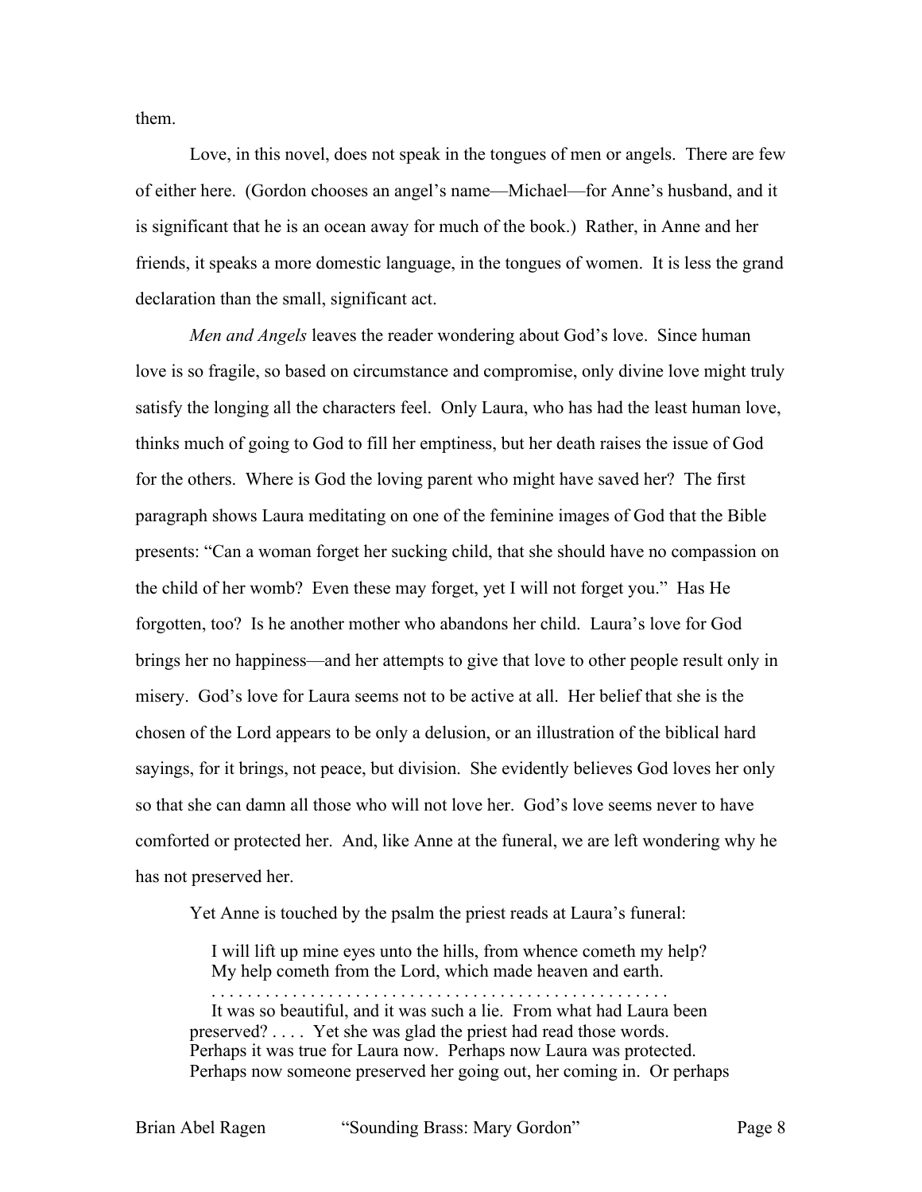them.

Love, in this novel, does not speak in the tongues of men or angels. There are few of either here. (Gordon chooses an angel's name—Michael—for Anne's husband, and it is significant that he is an ocean away for much of the book.) Rather, in Anne and her friends, it speaks a more domestic language, in the tongues of women. It is less the grand declaration than the small, significant act.

*Men and Angels* leaves the reader wondering about God's love. Since human love is so fragile, so based on circumstance and compromise, only divine love might truly satisfy the longing all the characters feel. Only Laura, who has had the least human love, thinks much of going to God to fill her emptiness, but her death raises the issue of God for the others. Where is God the loving parent who might have saved her? The first paragraph shows Laura meditating on one of the feminine images of God that the Bible presents: "Can a woman forget her sucking child, that she should have no compassion on the child of her womb? Even these may forget, yet I will not forget you." Has He forgotten, too? Is he another mother who abandons her child. Laura's love for God brings her no happiness—and her attempts to give that love to other people result only in misery. God's love for Laura seems not to be active at all. Her belief that she is the chosen of the Lord appears to be only a delusion, or an illustration of the biblical hard sayings, for it brings, not peace, but division. She evidently believes God loves her only so that she can damn all those who will not love her. God's love seems never to have comforted or protected her. And, like Anne at the funeral, we are left wondering why he has not preserved her.

Yet Anne is touched by the psalm the priest reads at Laura's funeral:

> I will lift up mine eyes unto the hills, from whence cometh my help?
> My help cometh from the Lord, which made heaven and earth.
>
> . . . . . . . . . . . . . . . . . . . . . . . . . . . . . . . . . . . . . . . . . . . . . . . . .
>
> It was so beautiful, and it was such a lie. From what had Laura been preserved? . . . . Yet she was glad the priest had read those words. Perhaps it was true for Laura now. Perhaps now Laura was protected. Perhaps now someone preserved her going out, her coming in. Or perhaps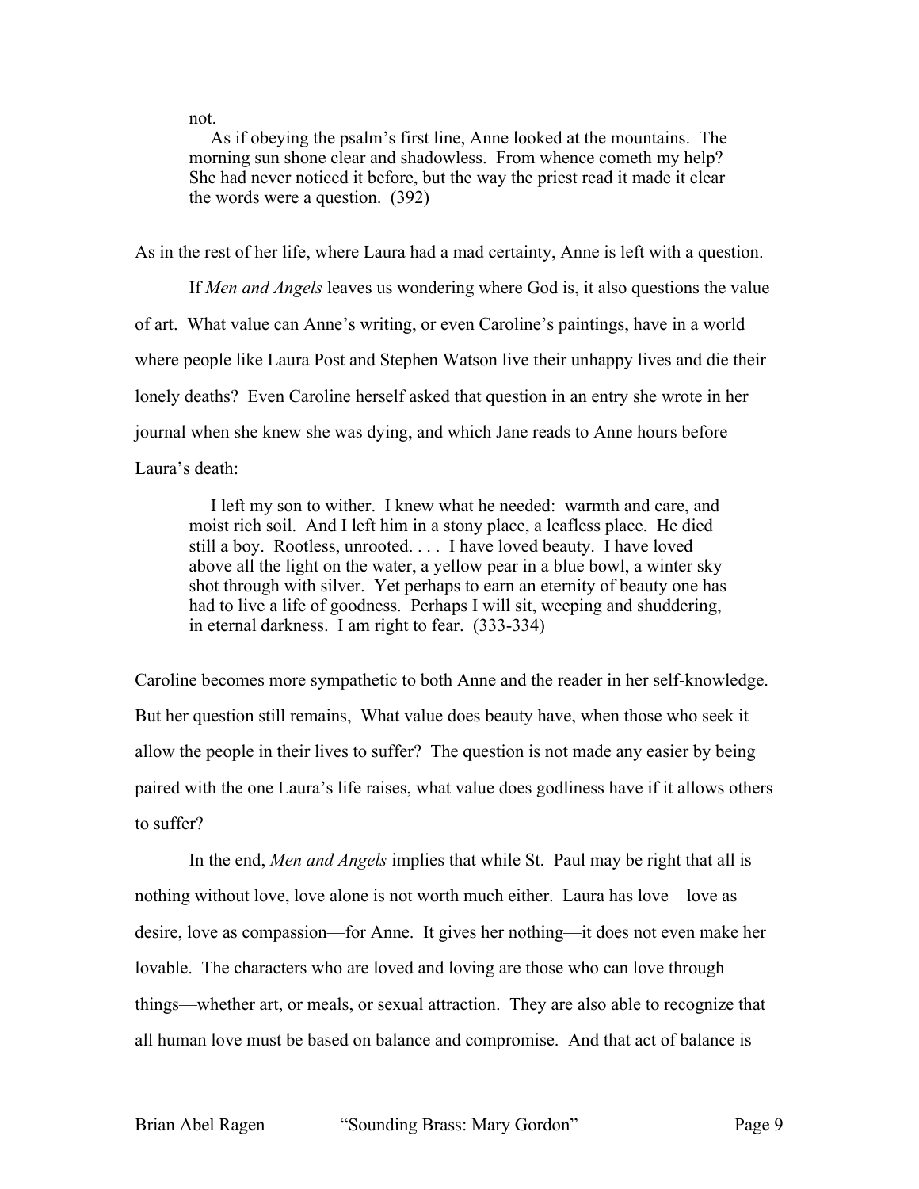> not.
>
> As if obeying the psalm's first line, Anne looked at the mountains. The morning sun shone clear and shadowless. From whence cometh my help? She had never noticed it before, but the way the priest read it made it clear the words were a question. (392)

As in the rest of her life, where Laura had a mad certainty, Anne is left with a question.

If *Men and Angels* leaves us wondering where God is, it also questions the value of art. What value can Anne's writing, or even Caroline's paintings, have in a world where people like Laura Post and Stephen Watson live their unhappy lives and die their lonely deaths? Even Caroline herself asked that question in an entry she wrote in her journal when she knew she was dying, and which Jane reads to Anne hours before Laura's death:

> I left my son to wither. I knew what he needed: warmth and care, and moist rich soil. And I left him in a stony place, a leafless place. He died still a boy. Rootless, unrooted. . . . I have loved beauty. I have loved above all the light on the water, a yellow pear in a blue bowl, a winter sky shot through with silver. Yet perhaps to earn an eternity of beauty one has had to live a life of goodness. Perhaps I will sit, weeping and shuddering, in eternal darkness. I am right to fear. (333-334)

Caroline becomes more sympathetic to both Anne and the reader in her self-knowledge. But her question still remains, What value does beauty have, when those who seek it allow the people in their lives to suffer? The question is not made any easier by being paired with the one Laura's life raises, what value does godliness have if it allows others to suffer?

In the end, *Men and Angels* implies that while St. Paul may be right that all is nothing without love, love alone is not worth much either. Laura has love—love as desire, love as compassion—for Anne. It gives her nothing—it does not even make her lovable. The characters who are loved and loving are those who can love through things—whether art, or meals, or sexual attraction. They are also able to recognize that all human love must be based on balance and compromise. And that act of balance is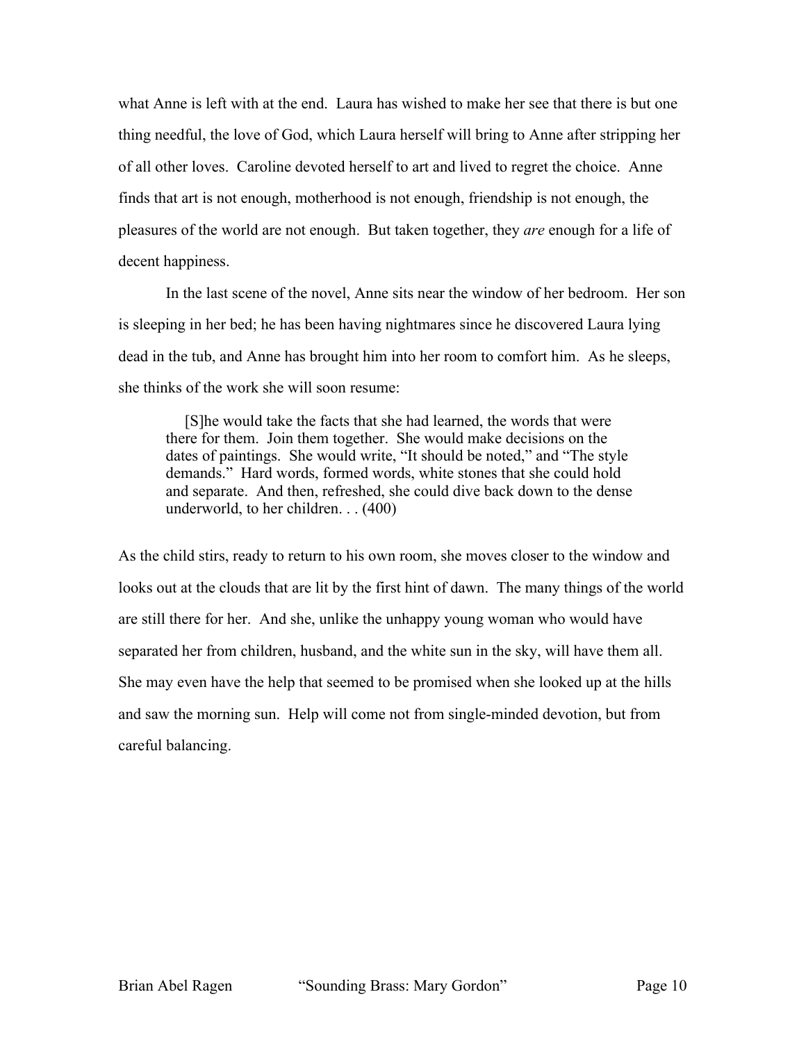what Anne is left with at the end. Laura has wished to make her see that there is but one thing needful, the love of God, which Laura herself will bring to Anne after stripping her of all other loves. Caroline devoted herself to art and lived to regret the choice. Anne finds that art is not enough, motherhood is not enough, friendship is not enough, the pleasures of the world are not enough. But taken together, they *are* enough for a life of decent happiness.

In the last scene of the novel, Anne sits near the window of her bedroom. Her son is sleeping in her bed; he has been having nightmares since he discovered Laura lying dead in the tub, and Anne has brought him into her room to comfort him. As he sleeps, she thinks of the work she will soon resume:

> [S]he would take the facts that she had learned, the words that were there for them. Join them together. She would make decisions on the dates of paintings. She would write, "It should be noted," and "The style demands." Hard words, formed words, white stones that she could hold and separate. And then, refreshed, she could dive back down to the dense underworld, to her children. . . (400)

As the child stirs, ready to return to his own room, she moves closer to the window and looks out at the clouds that are lit by the first hint of dawn. The many things of the world are still there for her. And she, unlike the unhappy young woman who would have separated her from children, husband, and the white sun in the sky, will have them all. She may even have the help that seemed to be promised when she looked up at the hills and saw the morning sun. Help will come not from single-minded devotion, but from careful balancing.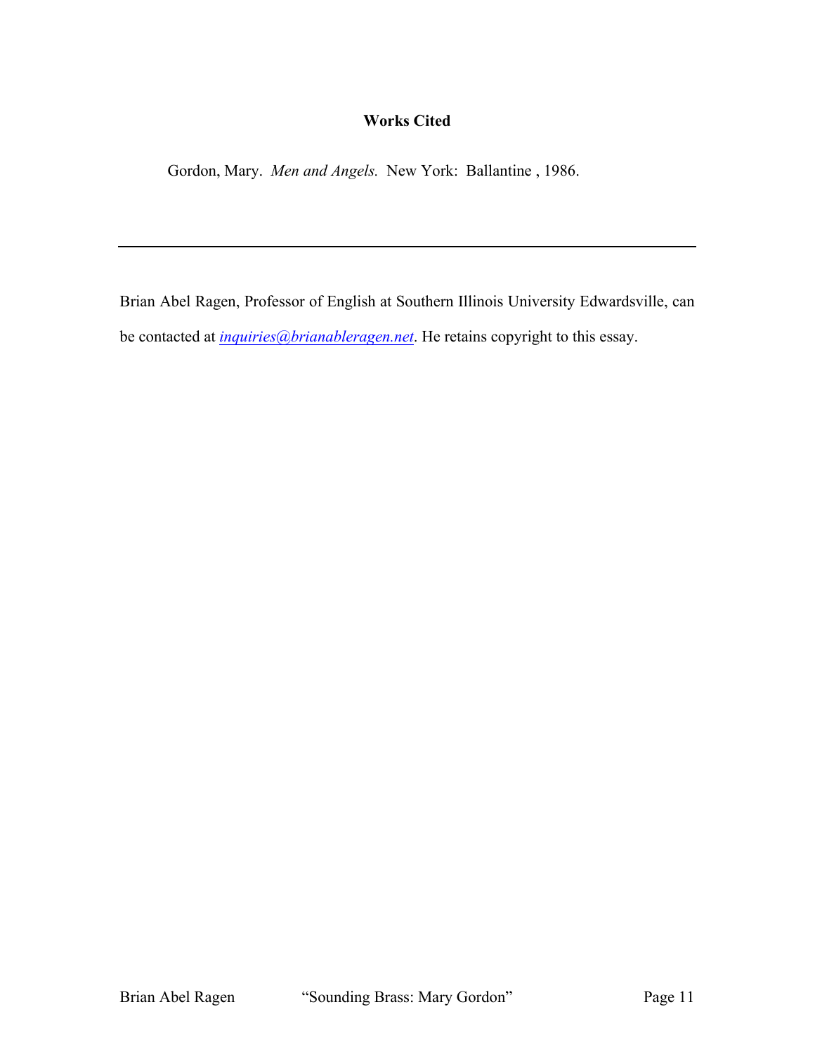## Works Cited

Gordon, Mary. *Men and Angels.* New York: Ballantine , 1986.

---

Brian Abel Ragen, Professor of English at Southern Illinois University Edwardsville, can be contacted at *inquiries@brianableragen.net*. He retains copyright to this essay.